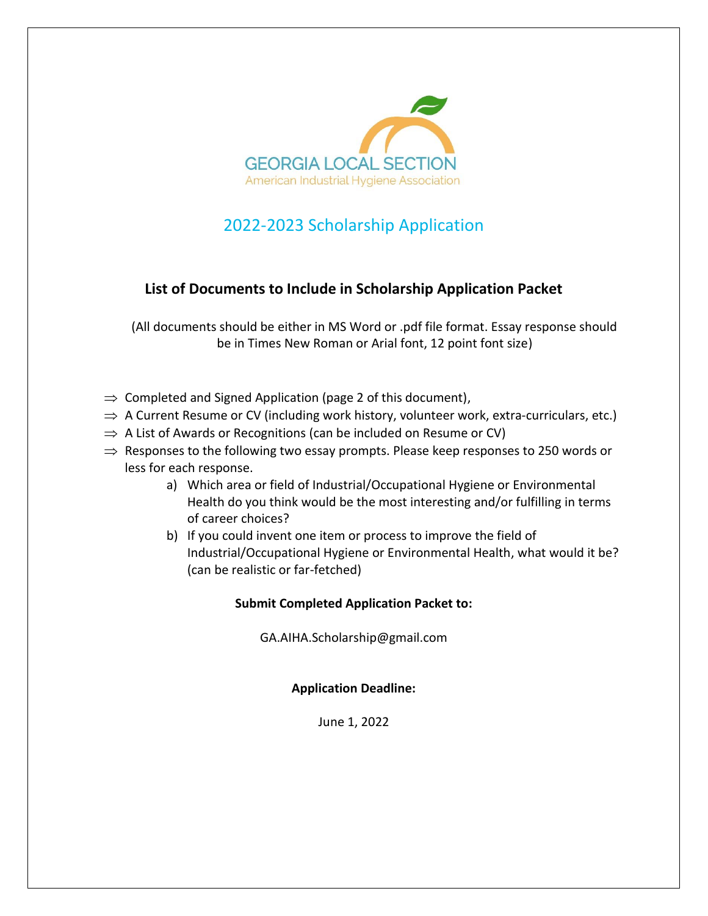GEORGIA LOCAL SECTION
American Industrial Hygiene Association

# 2022-2023 Scholarship Application

## List of Documents to Include in Scholarship Application Packet

(All documents should be either in MS Word or .pdf file format. Essay response should be in Times New Roman or Arial font, 12 point font size)

- ⇒ Completed and Signed Application (page 2 of this document),
- ⇒ A Current Resume or CV (including work history, volunteer work, extra-curriculars, etc.)
- ⇒ A List of Awards or Recognitions (can be included on Resume or CV)
- ⇒ Responses to the following two essay prompts. Please keep responses to 250 words or less for each response.
  - a) Which area or field of Industrial/Occupational Hygiene or Environmental Health do you think would be the most interesting and/or fulfilling in terms of career choices?
  - b) If you could invent one item or process to improve the field of Industrial/Occupational Hygiene or Environmental Health, what would it be? (can be realistic or far-fetched)

**Submit Completed Application Packet to:**

GA.AIHA.Scholarship@gmail.com

**Application Deadline:**

June 1, 2022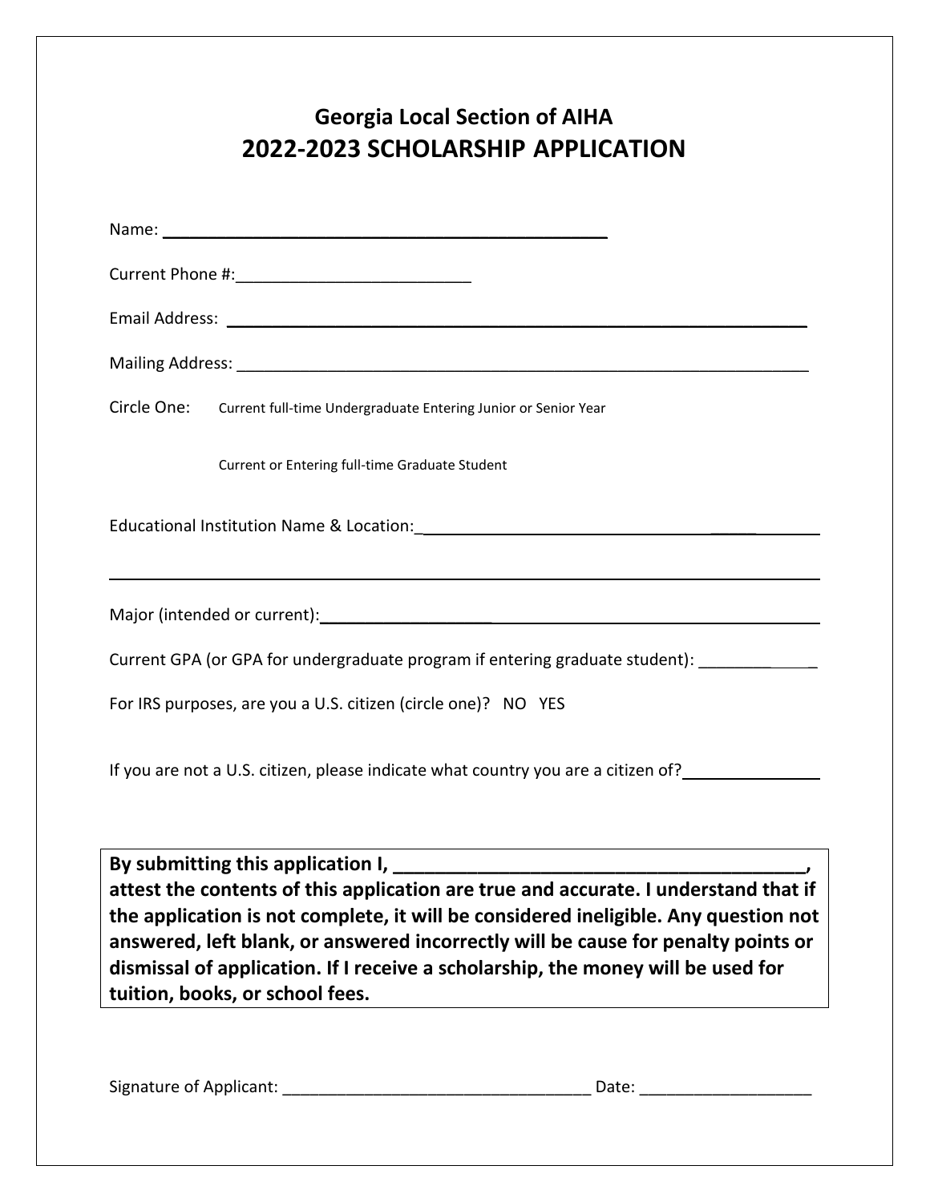# Georgia Local Section of AIHA
# 2022-2023 SCHOLARSHIP APPLICATION

Name: ______________________________________________

Current Phone #:_________________________

Email Address: ______________________________________________________________

Mailing Address: ______________________________________________________________

Circle One: Current full-time Undergraduate Entering Junior or Senior Year

Current or Entering full-time Graduate Student

Educational Institution Name & Location:_______________________________________________

_______________________________________________________________________________

Major (intended or current):_______________________________________________________

Current GPA (or GPA for undergraduate program if entering graduate student): ____________

For IRS purposes, are you a U.S. citizen (circle one)? NO YES

If you are not a U.S. citizen, please indicate what country you are a citizen of?______________

**By submitting this application I, ________________________________________, attest the contents of this application are true and accurate. I understand that if the application is not complete, it will be considered ineligible. Any question not answered, left blank, or answered incorrectly will be cause for penalty points or dismissal of application. If I receive a scholarship, the money will be used for tuition, books, or school fees.**

Signature of Applicant: __________________________________ Date: __________________